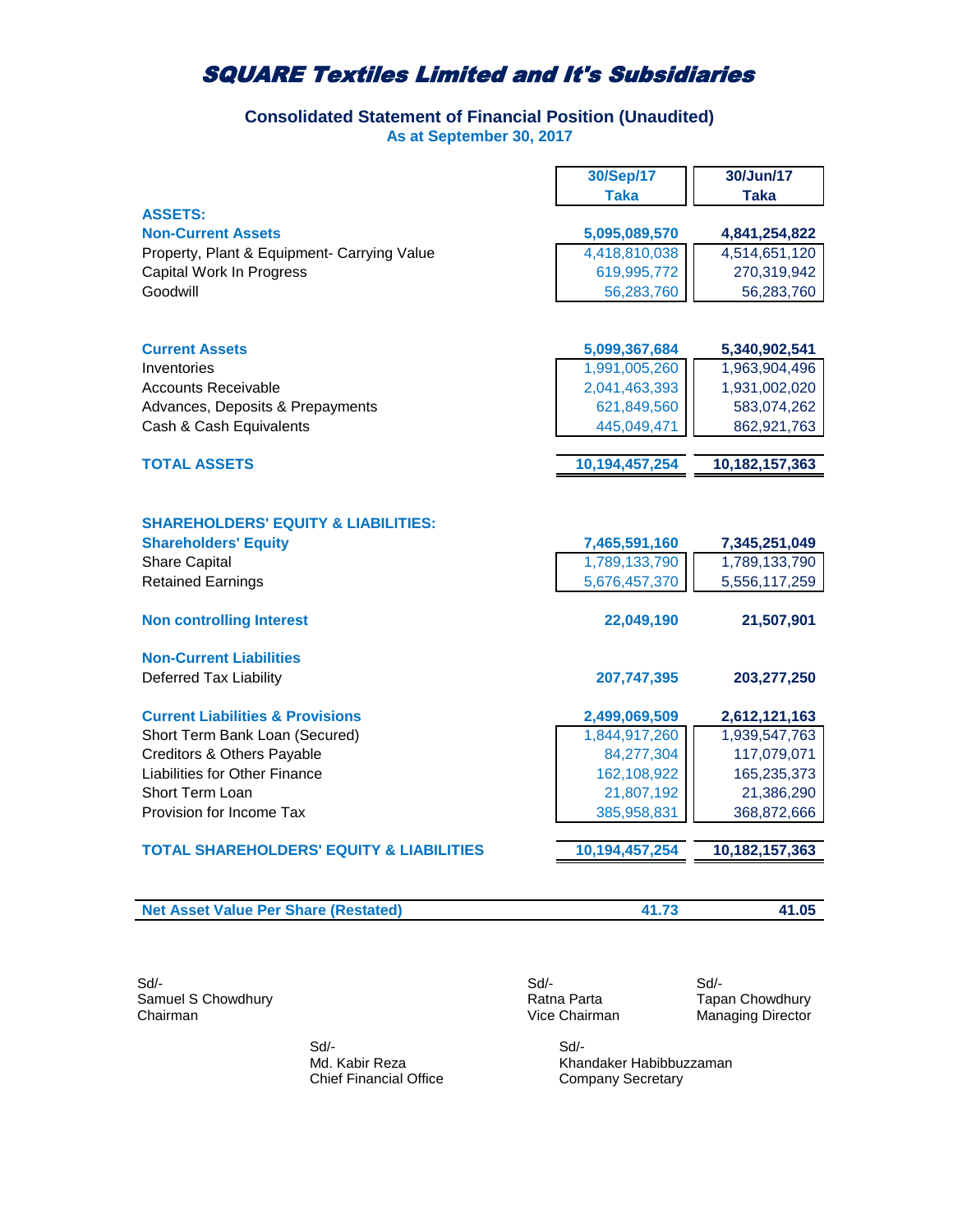# SQUARE Textiles Limited and It's Subsidiaries

## Consolidated Statement of Financial Position (Unaudited)

### As at September 30, 2017

| | 30/Sep/17 Taka | 30/Jun/17 Taka |
|---|---|---|
| **ASSETS:** | | |
| **Non-Current Assets** | **5,095,089,570** | **4,841,254,822** |
| Property, Plant & Equipment- Carrying Value | 4,418,810,038 | 4,514,651,120 |
| Capital Work In Progress | 619,995,772 | 270,319,942 |
| Goodwill | 56,283,760 | 56,283,760 |
| **Current Assets** | **5,099,367,684** | **5,340,902,541** |
| Inventories | 1,991,005,260 | 1,963,904,496 |
| Accounts Receivable | 2,041,463,393 | 1,931,002,020 |
| Advances, Deposits & Prepayments | 621,849,560 | 583,074,262 |
| Cash & Cash Equivalents | 445,049,471 | 862,921,763 |
| **TOTAL ASSETS** | **10,194,457,254** | **10,182,157,363** |
| **SHAREHOLDERS' EQUITY & LIABILITIES:** | | |
| **Shareholders' Equity** | **7,465,591,160** | **7,345,251,049** |
| Share Capital | 1,789,133,790 | 1,789,133,790 |
| Retained Earnings | 5,676,457,370 | 5,556,117,259 |
| **Non controlling Interest** | **22,049,190** | **21,507,901** |
| **Non-Current Liabilities** | | |
| Deferred Tax Liability | **207,747,395** | **203,277,250** |
| **Current Liabilities & Provisions** | **2,499,069,509** | **2,612,121,163** |
| Short Term Bank Loan (Secured) | 1,844,917,260 | 1,939,547,763 |
| Creditors & Others Payable | 84,277,304 | 117,079,071 |
| Liabilities for Other Finance | 162,108,922 | 165,235,373 |
| Short Term Loan | 21,807,192 | 21,386,290 |
| Provision for Income Tax | 385,958,831 | 368,872,666 |
| **TOTAL SHAREHOLDERS' EQUITY & LIABILITIES** | **10,194,457,254** | **10,182,157,363** |
| **Net Asset Value Per Share (Restated)** | **41.73** | **41.05** |

Sd/-
Samuel S Chowdhury
Chairman

Sd/-
Ratna Parta
Vice Chairman

Sd/-
Tapan Chowdhury
Managing Director

Sd/-
Md. Kabir Reza
Chief Financial Office

Sd/-
Khandaker Habibbuzzaman
Company Secretary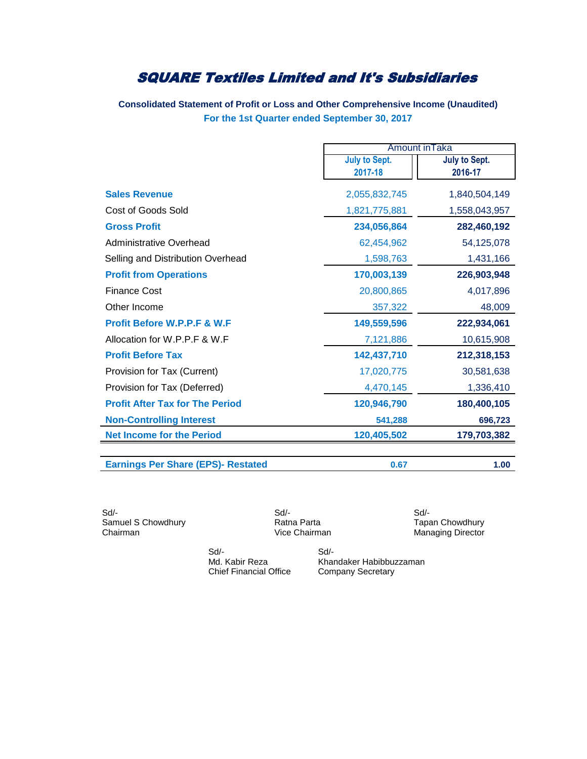# SQUARE Textiles Limited and It's Subsidiaries

**Consolidated Statement of Profit or Loss and Other Comprehensive Income (Unaudited)**

**For the 1st Quarter ended September 30, 2017**

| | Amount in Taka | |
|---|---|---|
| | **July to Sept. 2017-18** | **July to Sept. 2016-17** |
| **Sales Revenue** | 2,055,832,745 | 1,840,504,149 |
| Cost of Goods Sold | 1,821,775,881 | 1,558,043,957 |
| **Gross Profit** | **234,056,864** | **282,460,192** |
| Administrative Overhead | 62,454,962 | 54,125,078 |
| Selling and Distribution Overhead | 1,598,763 | 1,431,166 |
| **Profit from Operations** | **170,003,139** | **226,903,948** |
| Finance Cost | 20,800,865 | 4,017,896 |
| Other Income | 357,322 | 48,009 |
| **Profit Before W.P.P.F & W.F** | **149,559,596** | **222,934,061** |
| Allocation for W.P.P.F & W.F | 7,121,886 | 10,615,908 |
| **Profit Before Tax** | **142,437,710** | **212,318,153** |
| Provision for Tax (Current) | 17,020,775 | 30,581,638 |
| Provision for Tax (Deferred) | 4,470,145 | 1,336,410 |
| **Profit After Tax for The Period** | **120,946,790** | **180,400,105** |
| **Non-Controlling Interest** | **541,288** | **696,723** |
| **Net Income for the Period** | **120,405,502** | **179,703,382** |
| **Earnings Per Share (EPS)- Restated** | **0.67** | **1.00** |

Sd/-
Samuel S Chowdhury
Chairman

Sd/-
Ratna Parta
Vice Chairman

Sd/-
Tapan Chowdhury
Managing Director

Sd/-
Md. Kabir Reza
Chief Financial Office

Sd/-
Khandaker Habibbuzzaman
Company Secretary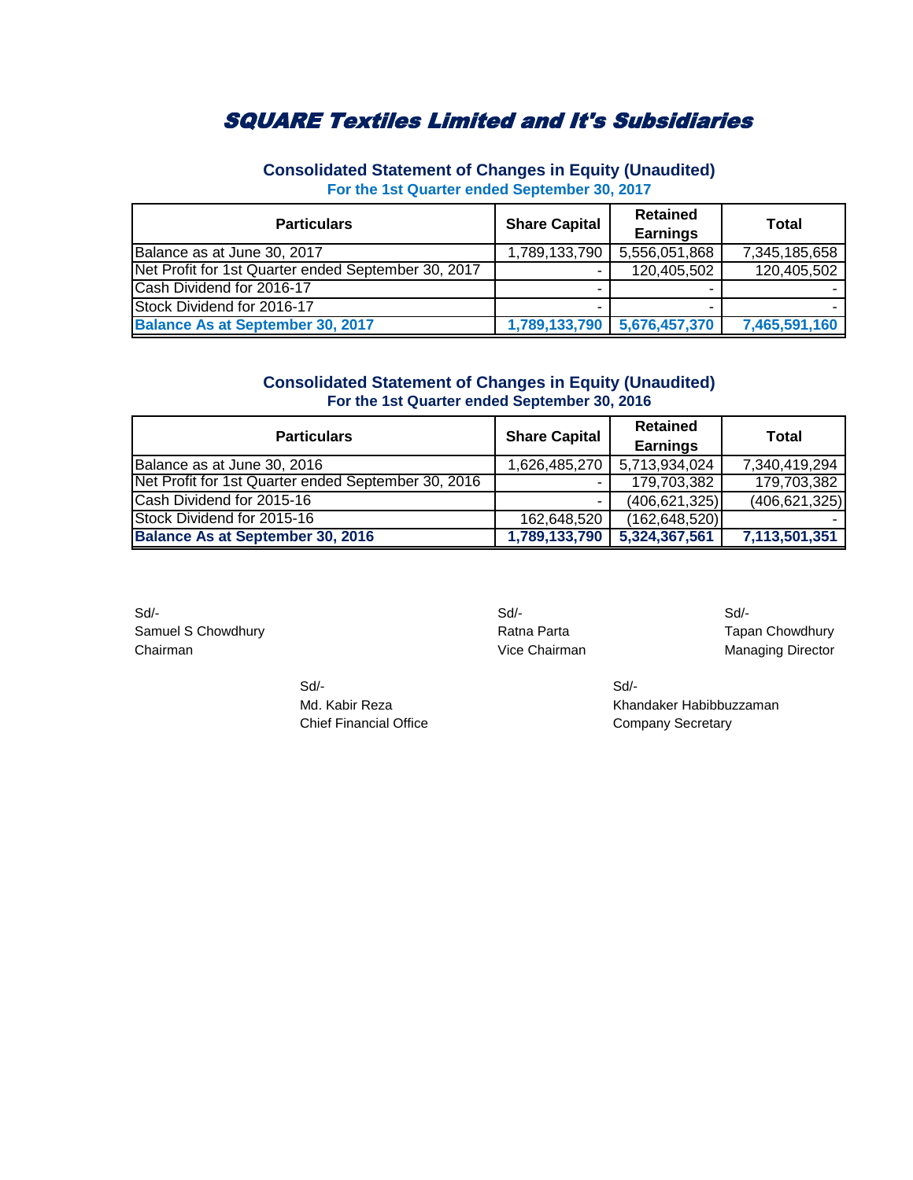# *SQUARE Textiles Limited and It's Subsidiaries*

## Consolidated Statement of Changes in Equity (Unaudited)

### For the 1st Quarter ended September 30, 2017

| Particulars | Share Capital | Retained Earnings | Total |
|---|---|---|---|
| Balance as at June 30, 2017 | 1,789,133,790 | 5,556,051,868 | 7,345,185,658 |
| Net Profit for 1st Quarter ended September 30, 2017 | - | 120,405,502 | 120,405,502 |
| Cash Dividend for 2016-17 | - | - | - |
| Stock Dividend for 2016-17 | - | - | - |
| **Balance As at September 30, 2017** | **1,789,133,790** | **5,676,457,370** | **7,465,591,160** |

## Consolidated Statement of Changes in Equity (Unaudited)

### For the 1st Quarter ended September 30, 2016

| Particulars | Share Capital | Retained Earnings | Total |
|---|---|---|---|
| Balance as at June 30, 2016 | 1,626,485,270 | 5,713,934,024 | 7,340,419,294 |
| Net Profit for 1st Quarter ended September 30, 2016 | - | 179,703,382 | 179,703,382 |
| Cash Dividend for 2015-16 | - | (406,621,325) | (406,621,325) |
| Stock Dividend for 2015-16 | 162,648,520 | (162,648,520) | - |
| **Balance As at September 30, 2016** | **1,789,133,790** | **5,324,367,561** | **7,113,501,351** |

Sd/-
Samuel S Chowdhury
Chairman

Sd/-
Ratna Parta
Vice Chairman

Sd/-
Tapan Chowdhury
Managing Director

Sd/-
Md. Kabir Reza
Chief Financial Office

Sd/-
Khandaker Habibbuzzaman
Company Secretary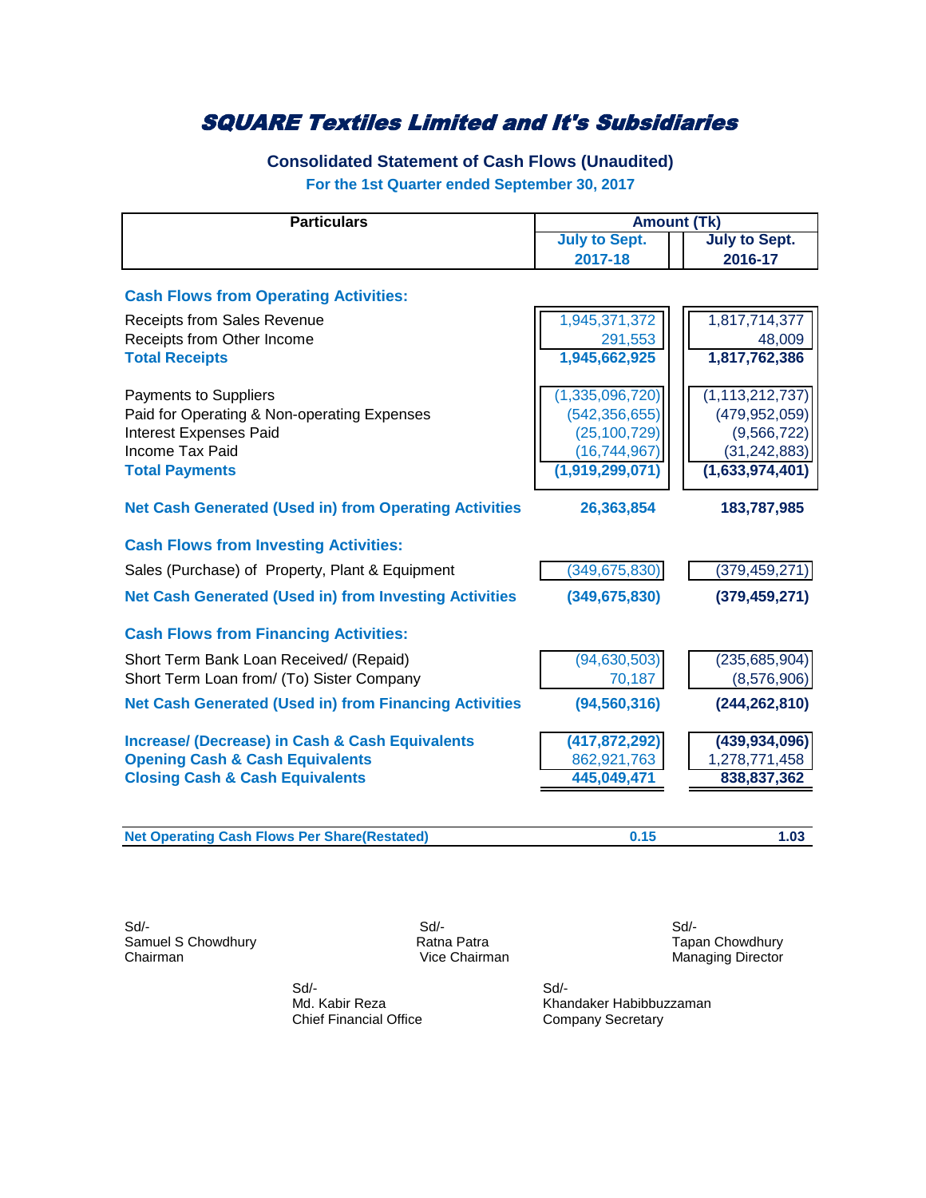# SQUARE Textiles Limited and It's Subsidiaries

## Consolidated Statement of Cash Flows (Unaudited)

### For the 1st Quarter ended September 30, 2017

| Particulars | Amount (Tk) | |
|---|---|---|
| | July to Sept. 2017-18 | July to Sept. 2016-17 |
| **Cash Flows from Operating Activities:** | | |
| Receipts from Sales Revenue | 1,945,371,372 | 1,817,714,377 |
| Receipts from Other Income | 291,553 | 48,009 |
| **Total Receipts** | **1,945,662,925** | **1,817,762,386** |
| Payments to Suppliers | (1,335,096,720) | (1,113,212,737) |
| Paid for Operating & Non-operating Expenses | (542,356,655) | (479,952,059) |
| Interest Expenses Paid | (25,100,729) | (9,566,722) |
| Income Tax Paid | (16,744,967) | (31,242,883) |
| **Total Payments** | **(1,919,299,071)** | **(1,633,974,401)** |
| **Net Cash Generated (Used in) from Operating Activities** | **26,363,854** | **183,787,985** |
| **Cash Flows from Investing Activities:** | | |
| Sales (Purchase) of Property, Plant & Equipment | (349,675,830) | (379,459,271) |
| **Net Cash Generated (Used in) from Investing Activities** | **(349,675,830)** | **(379,459,271)** |
| **Cash Flows from Financing Activities:** | | |
| Short Term Bank Loan Received/ (Repaid) | (94,630,503) | (235,685,904) |
| Short Term Loan from/ (To) Sister Company | 70,187 | (8,576,906) |
| **Net Cash Generated (Used in) from Financing Activities** | **(94,560,316)** | **(244,262,810)** |
| **Increase/ (Decrease) in Cash & Cash Equivalents** | **(417,872,292)** | **(439,934,096)** |
| **Opening Cash & Cash Equivalents** | 862,921,763 | 1,278,771,458 |
| **Closing Cash & Cash Equivalents** | **445,049,471** | **838,837,362** |

| **Net Operating Cash Flows Per Share(Restated)** | **0.15** | **1.03** |
|---|---|---|

Sd/-
Samuel S Chowdhury
Chairman

Sd/-
Ratna Patra
Vice Chairman

Sd/-
Tapan Chowdhury
Managing Director

Sd/-
Md. Kabir Reza
Chief Financial Office

Sd/-
Khandaker Habibbuzzaman
Company Secretary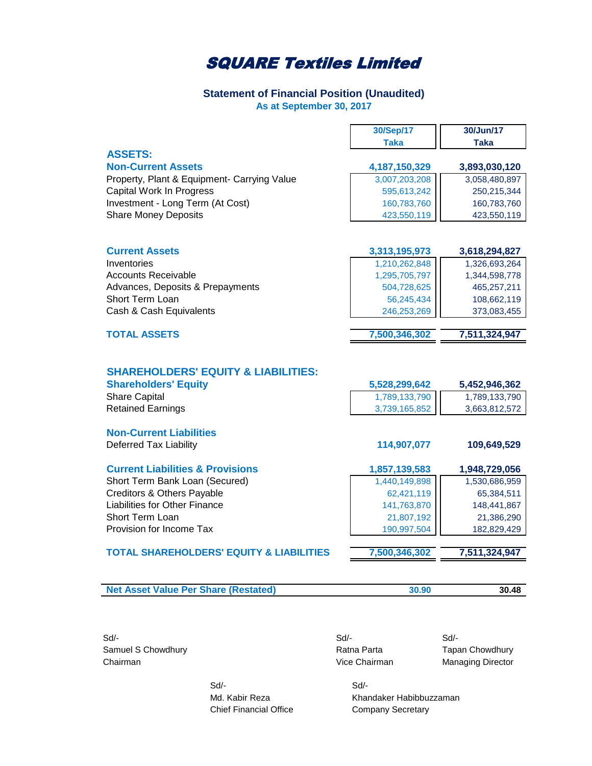# SQUARE Textiles Limited

## Statement of Financial Position (Unaudited)

### As at September 30, 2017

| | 30/Sep/17 Taka | 30/Jun/17 Taka |
|---|---|---|
| **ASSETS:** | | |
| **Non-Current Assets** | **4,187,150,329** | **3,893,030,120** |
| Property, Plant & Equipment- Carrying Value | 3,007,203,208 | 3,058,480,897 |
| Capital Work In Progress | 595,613,242 | 250,215,344 |
| Investment - Long Term (At Cost) | 160,783,760 | 160,783,760 |
| Share Money Deposits | 423,550,119 | 423,550,119 |
| **Current Assets** | **3,313,195,973** | **3,618,294,827** |
| Inventories | 1,210,262,848 | 1,326,693,264 |
| Accounts Receivable | 1,295,705,797 | 1,344,598,778 |
| Advances, Deposits & Prepayments | 504,728,625 | 465,257,211 |
| Short Term Loan | 56,245,434 | 108,662,119 |
| Cash & Cash Equivalents | 246,253,269 | 373,083,455 |
| **TOTAL ASSETS** | **7,500,346,302** | **7,511,324,947** |
| **SHAREHOLDERS' EQUITY & LIABILITIES:** | | |
| **Shareholders' Equity** | **5,528,299,642** | **5,452,946,362** |
| Share Capital | 1,789,133,790 | 1,789,133,790 |
| Retained Earnings | 3,739,165,852 | 3,663,812,572 |
| **Non-Current Liabilities** | | |
| Deferred Tax Liability | **114,907,077** | **109,649,529** |
| **Current Liabilities & Provisions** | **1,857,139,583** | **1,948,729,056** |
| Short Term Bank Loan (Secured) | 1,440,149,898 | 1,530,686,959 |
| Creditors & Others Payable | 62,421,119 | 65,384,511 |
| Liabilities for Other Finance | 141,763,870 | 148,441,867 |
| Short Term Loan | 21,807,192 | 21,386,290 |
| Provision for Income Tax | 190,997,504 | 182,829,429 |
| **TOTAL SHAREHOLDERS' EQUITY & LIABILITIES** | **7,500,346,302** | **7,511,324,947** |
| **Net Asset Value Per Share (Restated)** | **30.90** | **30.48** |

Sd/-
Samuel S Chowdhury
Chairman

Sd/-
Ratna Parta
Vice Chairman

Sd/-
Tapan Chowdhury
Managing Director

Sd/-
Md. Kabir Reza
Chief Financial Office

Sd/-
Khandaker Habibbuzzaman
Company Secretary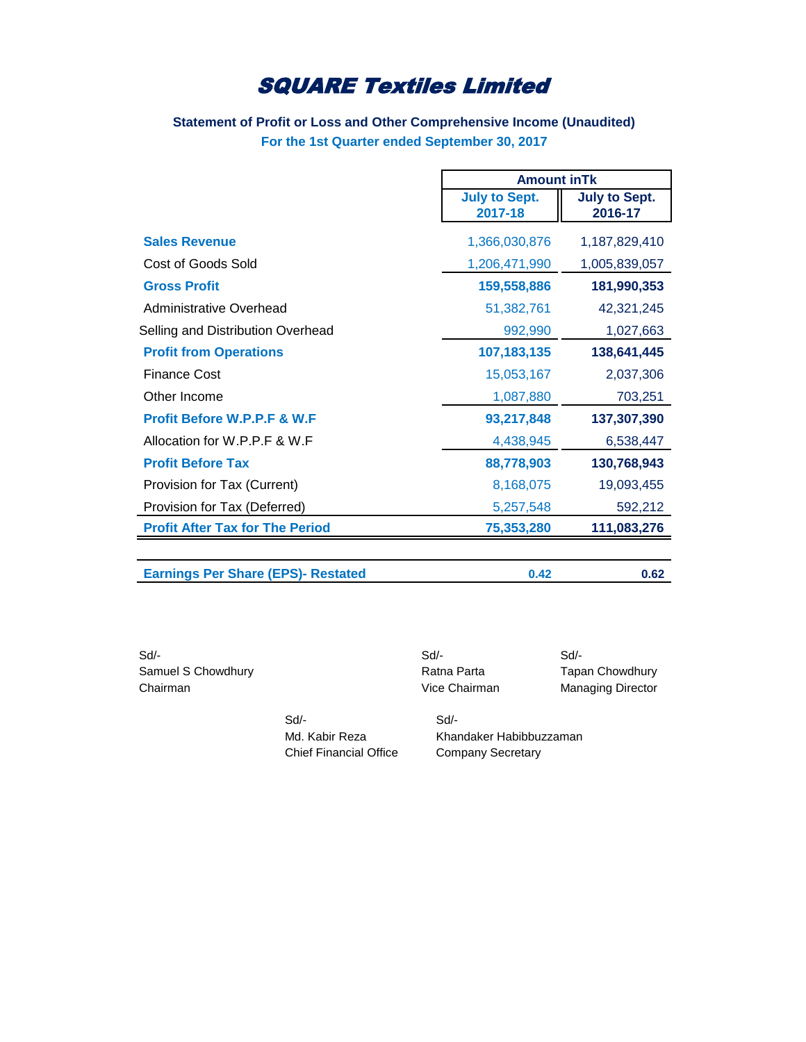# SQUARE Textiles Limited

**Statement of Profit or Loss and Other Comprehensive Income (Unaudited)**

**For the 1st Quarter ended September 30, 2017**

| | Amount inTk | |
|---|---|---|
| | **July to Sept. 2017-18** | **July to Sept. 2016-17** |
| **Sales Revenue** | 1,366,030,876 | 1,187,829,410 |
| Cost of Goods Sold | 1,206,471,990 | 1,005,839,057 |
| **Gross Profit** | **159,558,886** | **181,990,353** |
| Administrative Overhead | 51,382,761 | 42,321,245 |
| Selling and Distribution Overhead | 992,990 | 1,027,663 |
| **Profit from Operations** | **107,183,135** | **138,641,445** |
| Finance Cost | 15,053,167 | 2,037,306 |
| Other Income | 1,087,880 | 703,251 |
| **Profit Before W.P.P.F & W.F** | **93,217,848** | **137,307,390** |
| Allocation for W.P.P.F & W.F | 4,438,945 | 6,538,447 |
| **Profit Before Tax** | **88,778,903** | **130,768,943** |
| Provision for Tax (Current) | 8,168,075 | 19,093,455 |
| Provision for Tax (Deferred) | 5,257,548 | 592,212 |
| **Profit After Tax for The Period** | **75,353,280** | **111,083,276** |
| | | |
| **Earnings Per Share (EPS)- Restated** | **0.42** | **0.62** |

Sd/-
Samuel S Chowdhury
Chairman

Sd/-
Ratna Parta
Vice Chairman

Sd/-
Tapan Chowdhury
Managing Director

Sd/-
Md. Kabir Reza
Chief Financial Office

Sd/-
Khandaker Habibbuzzaman
Company Secretary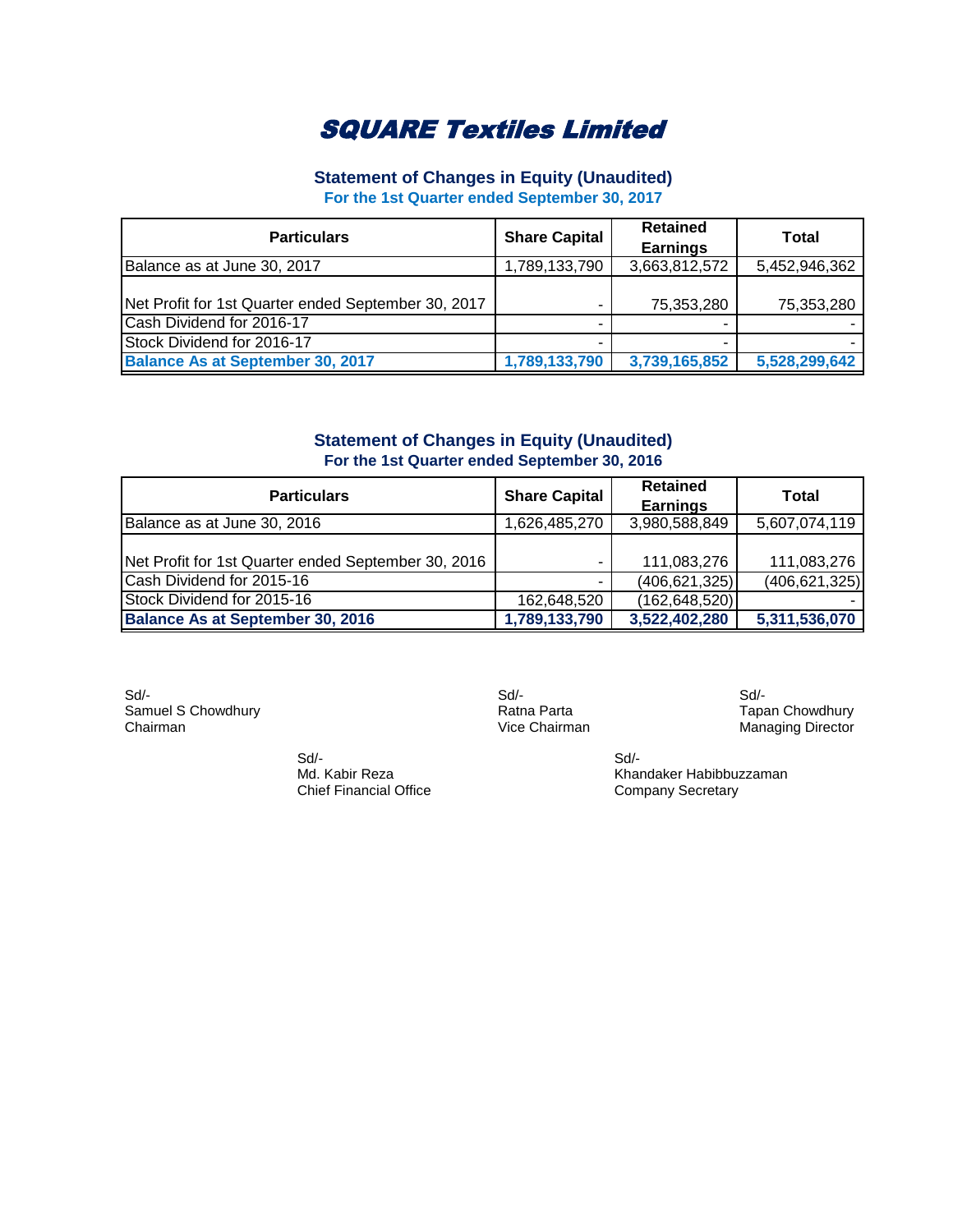# SQUARE Textiles Limited

## Statement of Changes in Equity (Unaudited)

### For the 1st Quarter ended September 30, 2017

| Particulars | Share Capital | Retained Earnings | Total |
|---|---|---|---|
| Balance as at June 30, 2017 | 1,789,133,790 | 3,663,812,572 | 5,452,946,362 |
| Net Profit for 1st Quarter ended September 30, 2017 | - | 75,353,280 | 75,353,280 |
| Cash Dividend for 2016-17 | - | - | - |
| Stock Dividend for 2016-17 | - | - | - |
| **Balance As at September 30, 2017** | **1,789,133,790** | **3,739,165,852** | **5,528,299,642** |

## Statement of Changes in Equity (Unaudited)

### For the 1st Quarter ended September 30, 2016

| Particulars | Share Capital | Retained Earnings | Total |
|---|---|---|---|
| Balance as at June 30, 2016 | 1,626,485,270 | 3,980,588,849 | 5,607,074,119 |
| Net Profit for 1st Quarter ended September 30, 2016 | - | 111,083,276 | 111,083,276 |
| Cash Dividend for 2015-16 | - | (406,621,325) | (406,621,325) |
| Stock Dividend for 2015-16 | 162,648,520 | (162,648,520) | - |
| **Balance As at September 30, 2016** | **1,789,133,790** | **3,522,402,280** | **5,311,536,070** |

Sd/-
Samuel S Chowdhury
Chairman

Sd/-
Ratna Parta
Vice Chairman

Sd/-
Tapan Chowdhury
Managing Director

Sd/-
Md. Kabir Reza
Chief Financial Office

Sd/-
Khandaker Habibbuzzaman
Company Secretary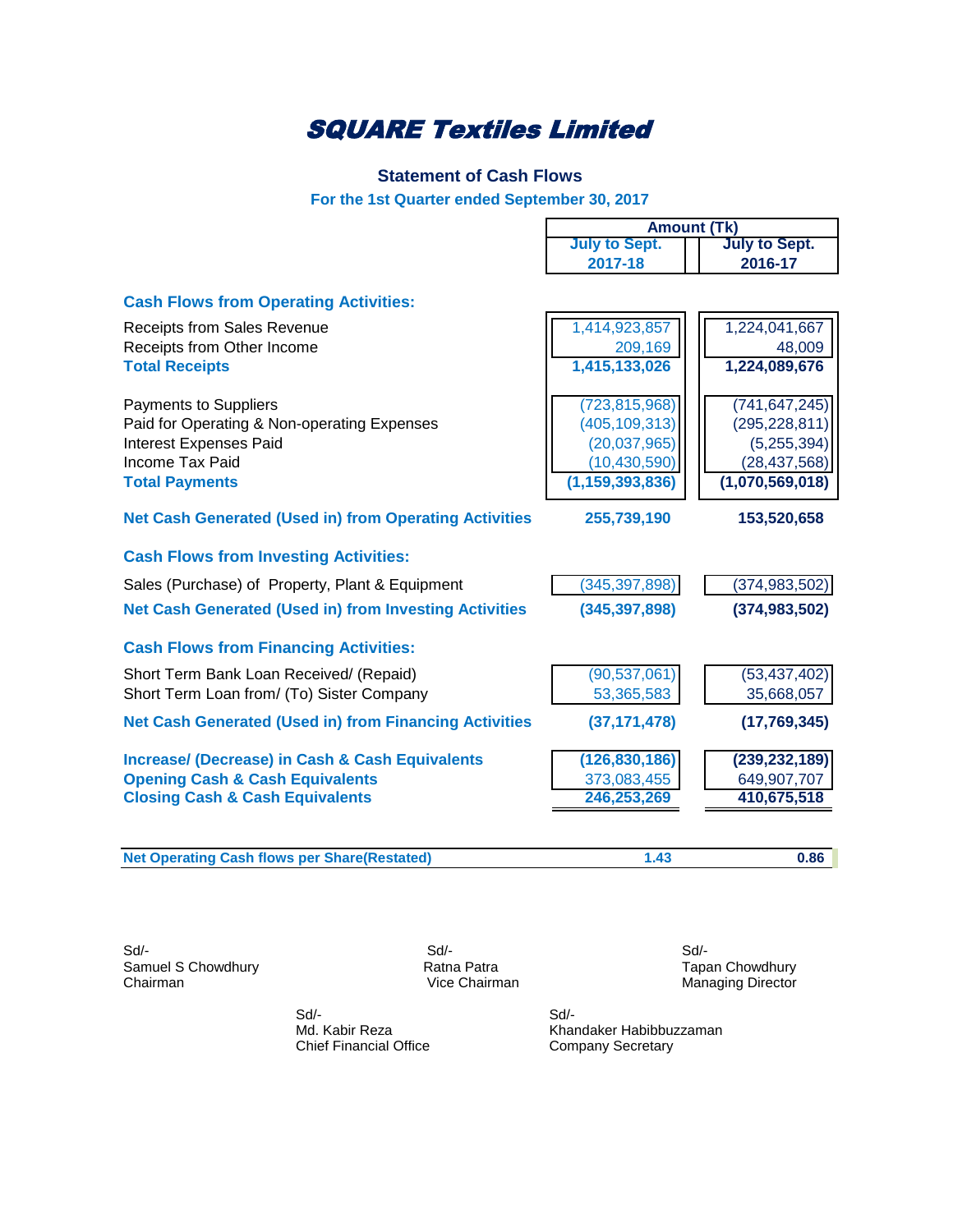# SQUARE Textiles Limited

## Statement of Cash Flows

### For the 1st Quarter ended September 30, 2017

| | Amount (Tk) | |
|---|---|---|
| | July to Sept. 2017-18 | July to Sept. 2016-17 |
| **Cash Flows from Operating Activities:** | | |
| Receipts from Sales Revenue | 1,414,923,857 | 1,224,041,667 |
| Receipts from Other Income | 209,169 | 48,009 |
| **Total Receipts** | **1,415,133,026** | **1,224,089,676** |
| Payments to Suppliers | (723,815,968) | (741,647,245) |
| Paid for Operating & Non-operating Expenses | (405,109,313) | (295,228,811) |
| Interest Expenses Paid | (20,037,965) | (5,255,394) |
| Income Tax Paid | (10,430,590) | (28,437,568) |
| **Total Payments** | **(1,159,393,836)** | **(1,070,569,018)** |
| **Net Cash Generated (Used in) from Operating Activities** | **255,739,190** | **153,520,658** |
| **Cash Flows from Investing Activities:** | | |
| Sales (Purchase) of Property, Plant & Equipment | (345,397,898) | (374,983,502) |
| **Net Cash Generated (Used in) from Investing Activities** | **(345,397,898)** | **(374,983,502)** |
| **Cash Flows from Financing Activities:** | | |
| Short Term Bank Loan Received/ (Repaid) | (90,537,061) | (53,437,402) |
| Short Term Loan from/ (To) Sister Company | 53,365,583 | 35,668,057 |
| **Net Cash Generated (Used in) from Financing Activities** | **(37,171,478)** | **(17,769,345)** |
| **Increase/ (Decrease) in Cash & Cash Equivalents** | **(126,830,186)** | **(239,232,189)** |
| **Opening Cash & Cash Equivalents** | 373,083,455 | 649,907,707 |
| **Closing Cash & Cash Equivalents** | **246,253,269** | **410,675,518** |
| **Net Operating Cash flows per Share(Restated)** | **1.43** | **0.86** |

Sd/-
Samuel S Chowdhury
Chairman

Sd/-
Ratna Patra
Vice Chairman

Sd/-
Tapan Chowdhury
Managing Director

Sd/-
Md. Kabir Reza
Chief Financial Office

Sd/-
Khandaker Habibbuzzaman
Company Secretary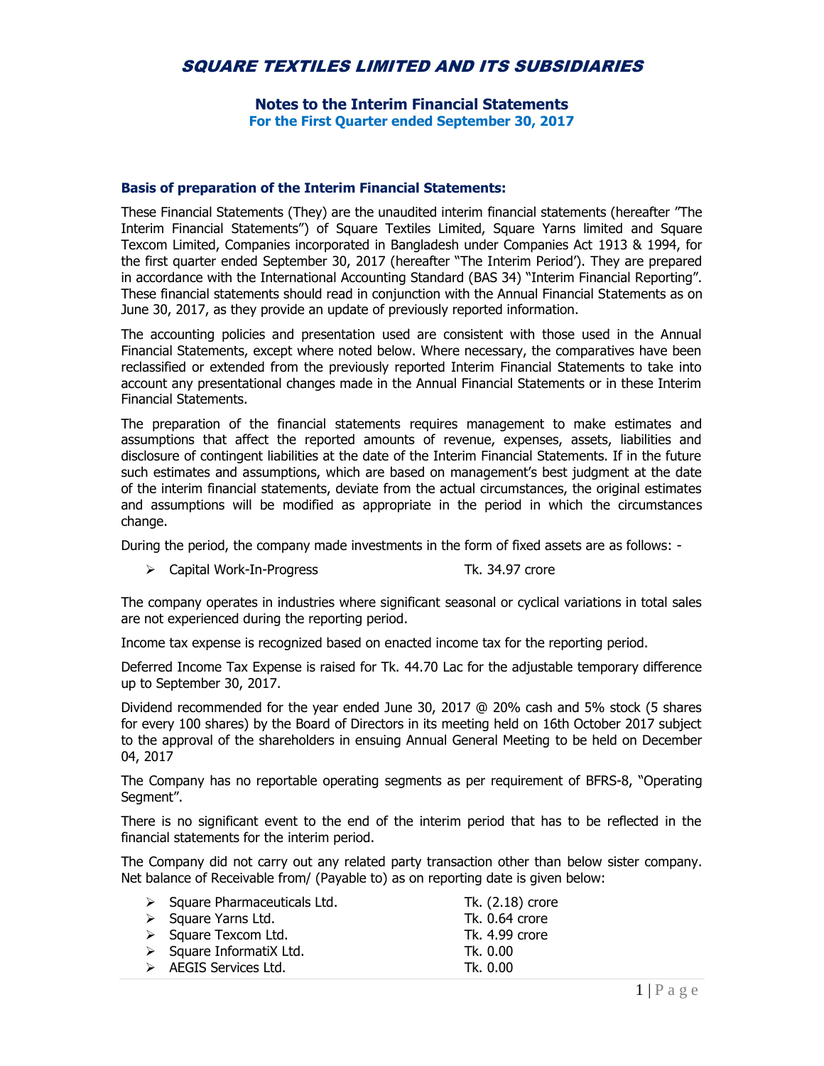# SQUARE TEXTILES LIMITED AND ITS SUBSIDIARIES

## Notes to the Interim Financial Statements

**For the First Quarter ended September 30, 2017**

### Basis of preparation of the Interim Financial Statements:

These Financial Statements (They) are the unaudited interim financial statements (hereafter "The Interim Financial Statements") of Square Textiles Limited, Square Yarns limited and Square Texcom Limited, Companies incorporated in Bangladesh under Companies Act 1913 & 1994, for the first quarter ended September 30, 2017 (hereafter "The Interim Period'). They are prepared in accordance with the International Accounting Standard (BAS 34) "Interim Financial Reporting". These financial statements should read in conjunction with the Annual Financial Statements as on June 30, 2017, as they provide an update of previously reported information.

The accounting policies and presentation used are consistent with those used in the Annual Financial Statements, except where noted below. Where necessary, the comparatives have been reclassified or extended from the previously reported Interim Financial Statements to take into account any presentational changes made in the Annual Financial Statements or in these Interim Financial Statements.

The preparation of the financial statements requires management to make estimates and assumptions that affect the reported amounts of revenue, expenses, assets, liabilities and disclosure of contingent liabilities at the date of the Interim Financial Statements. If in the future such estimates and assumptions, which are based on management's best judgment at the date of the interim financial statements, deviate from the actual circumstances, the original estimates and assumptions will be modified as appropriate in the period in which the circumstances change.

During the period, the company made investments in the form of fixed assets are as follows: -

- Capital Work-In-Progress Tk. 34.97 crore

The company operates in industries where significant seasonal or cyclical variations in total sales are not experienced during the reporting period.

Income tax expense is recognized based on enacted income tax for the reporting period.

Deferred Income Tax Expense is raised for Tk. 44.70 Lac for the adjustable temporary difference up to September 30, 2017.

Dividend recommended for the year ended June 30, 2017 @ 20% cash and 5% stock (5 shares for every 100 shares) by the Board of Directors in its meeting held on 16th October 2017 subject to the approval of the shareholders in ensuing Annual General Meeting to be held on December 04, 2017

The Company has no reportable operating segments as per requirement of BFRS-8, "Operating Segment".

There is no significant event to the end of the interim period that has to be reflected in the financial statements for the interim period.

The Company did not carry out any related party transaction other than below sister company. Net balance of Receivable from/ (Payable to) as on reporting date is given below:

- Square Pharmaceuticals Ltd. Tk. (2.18) crore
- Square Yarns Ltd. Tk. 0.64 crore
- Square Texcom Ltd. Tk. 4.99 crore
- Square InformatiX Ltd. Tk. 0.00
- AEGIS Services Ltd. Tk. 0.00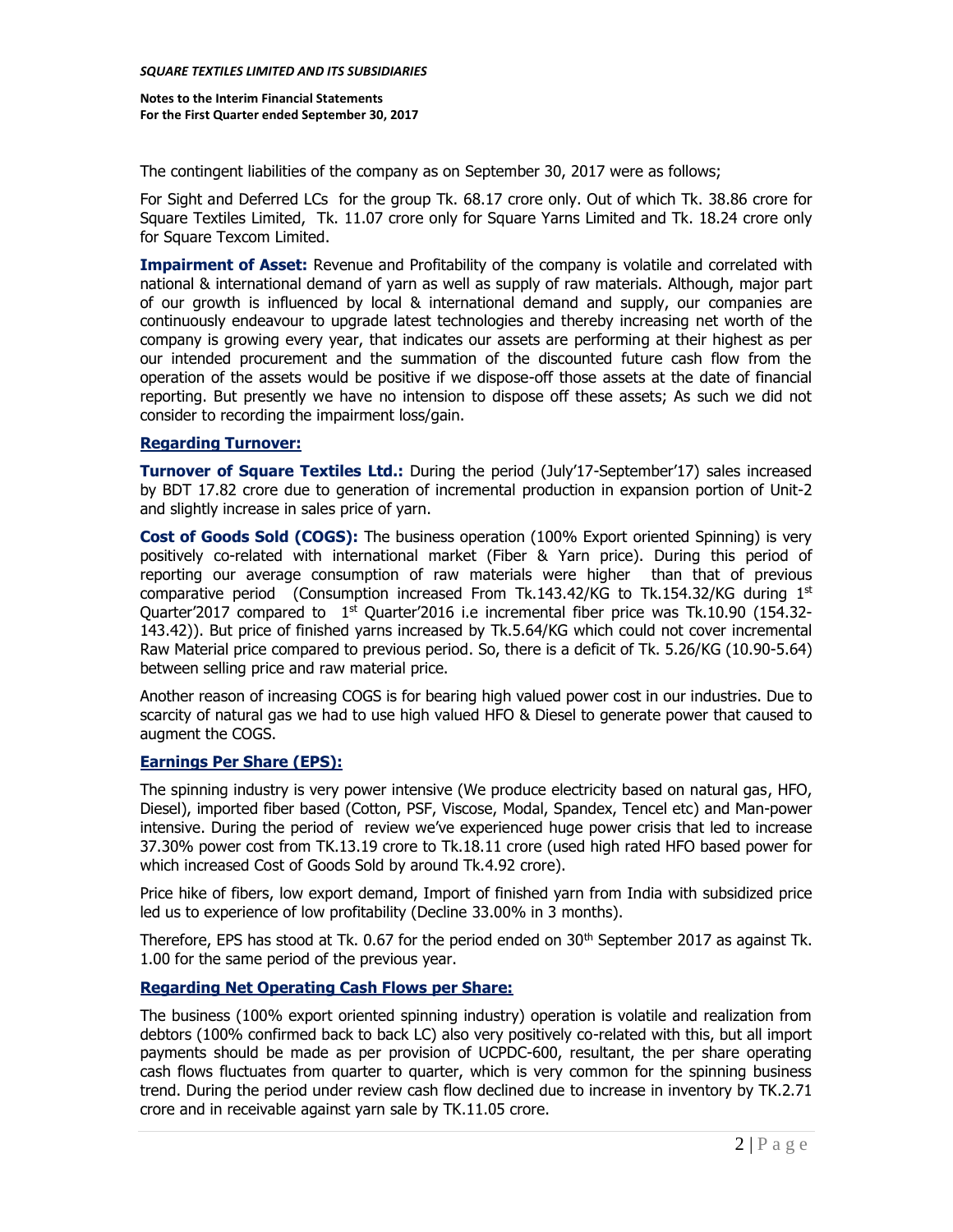The contingent liabilities of the company as on September 30, 2017 were as follows;

For Sight and Deferred LCs for the group Tk. 68.17 crore only. Out of which Tk. 38.86 crore for Square Textiles Limited, Tk. 11.07 crore only for Square Yarns Limited and Tk. 18.24 crore only for Square Texcom Limited.

**Impairment of Asset:** Revenue and Profitability of the company is volatile and correlated with national & international demand of yarn as well as supply of raw materials. Although, major part of our growth is influenced by local & international demand and supply, our companies are continuously endeavour to upgrade latest technologies and thereby increasing net worth of the company is growing every year, that indicates our assets are performing at their highest as per our intended procurement and the summation of the discounted future cash flow from the operation of the assets would be positive if we dispose-off those assets at the date of financial reporting. But presently we have no intension to dispose off these assets; As such we did not consider to recording the impairment loss/gain.

**Regarding Turnover:**

**Turnover of Square Textiles Ltd.:** During the period (July'17-September'17) sales increased by BDT 17.82 crore due to generation of incremental production in expansion portion of Unit-2 and slightly increase in sales price of yarn.

**Cost of Goods Sold (COGS):** The business operation (100% Export oriented Spinning) is very positively co-related with international market (Fiber & Yarn price). During this period of reporting our average consumption of raw materials were higher than that of previous comparative period (Consumption increased From Tk.143.42/KG to Tk.154.32/KG during 1st Quarter'2017 compared to 1st Quarter'2016 i.e incremental fiber price was Tk.10.90 (154.32-143.42)). But price of finished yarns increased by Tk.5.64/KG which could not cover incremental Raw Material price compared to previous period. So, there is a deficit of Tk. 5.26/KG (10.90-5.64) between selling price and raw material price.

Another reason of increasing COGS is for bearing high valued power cost in our industries. Due to scarcity of natural gas we had to use high valued HFO & Diesel to generate power that caused to augment the COGS.

**Earnings Per Share (EPS):**

The spinning industry is very power intensive (We produce electricity based on natural gas, HFO, Diesel), imported fiber based (Cotton, PSF, Viscose, Modal, Spandex, Tencel etc) and Man-power intensive. During the period of review we've experienced huge power crisis that led to increase 37.30% power cost from TK.13.19 crore to Tk.18.11 crore (used high rated HFO based power for which increased Cost of Goods Sold by around Tk.4.92 crore).

Price hike of fibers, low export demand, Import of finished yarn from India with subsidized price led us to experience of low profitability (Decline 33.00% in 3 months).

Therefore, EPS has stood at Tk. 0.67 for the period ended on 30th September 2017 as against Tk. 1.00 for the same period of the previous year.

**Regarding Net Operating Cash Flows per Share:**

The business (100% export oriented spinning industry) operation is volatile and realization from debtors (100% confirmed back to back LC) also very positively co-related with this, but all import payments should be made as per provision of UCPDC-600, resultant, the per share operating cash flows fluctuates from quarter to quarter, which is very common for the spinning business trend. During the period under review cash flow declined due to increase in inventory by TK.2.71 crore and in receivable against yarn sale by TK.11.05 crore.